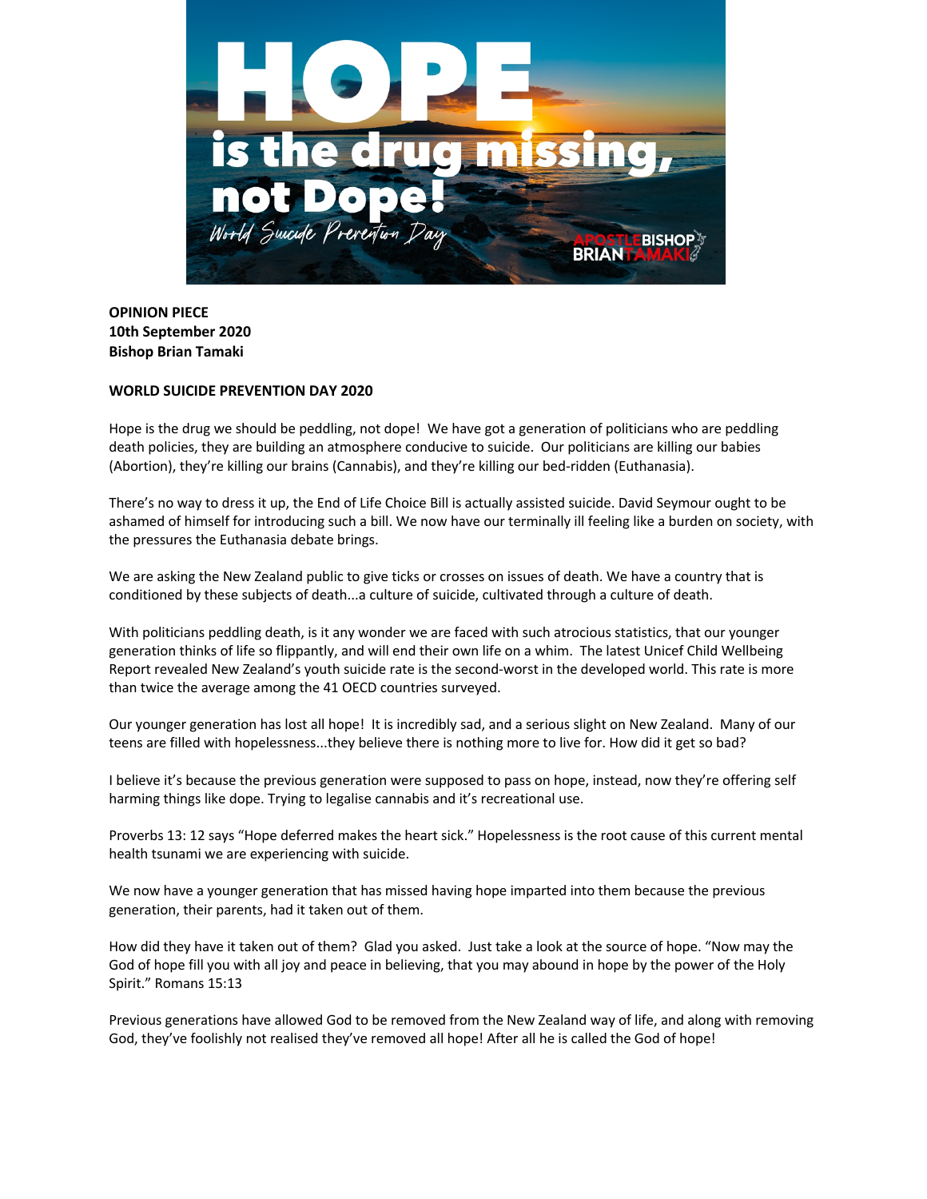**OPINION PIECE**
**10th September 2020**
**Bishop Brian Tamaki**

**WORLD SUICIDE PREVENTION DAY 2020**

Hope is the drug we should be peddling, not dope! We have got a generation of politicians who are peddling death policies, they are building an atmosphere conducive to suicide. Our politicians are killing our babies (Abortion), they're killing our brains (Cannabis), and they're killing our bed-ridden (Euthanasia).

There's no way to dress it up, the End of Life Choice Bill is actually assisted suicide. David Seymour ought to be ashamed of himself for introducing such a bill. We now have our terminally ill feeling like a burden on society, with the pressures the Euthanasia debate brings.

We are asking the New Zealand public to give ticks or crosses on issues of death. We have a country that is conditioned by these subjects of death...a culture of suicide, cultivated through a culture of death.

With politicians peddling death, is it any wonder we are faced with such atrocious statistics, that our younger generation thinks of life so flippantly, and will end their own life on a whim. The latest Unicef Child Wellbeing Report revealed New Zealand's youth suicide rate is the second-worst in the developed world. This rate is more than twice the average among the 41 OECD countries surveyed.

Our younger generation has lost all hope! It is incredibly sad, and a serious slight on New Zealand. Many of our teens are filled with hopelessness...they believe there is nothing more to live for. How did it get so bad?

I believe it's because the previous generation were supposed to pass on hope, instead, now they're offering self harming things like dope. Trying to legalise cannabis and it's recreational use.

Proverbs 13: 12 says "Hope deferred makes the heart sick." Hopelessness is the root cause of this current mental health tsunami we are experiencing with suicide.

We now have a younger generation that has missed having hope imparted into them because the previous generation, their parents, had it taken out of them.

How did they have it taken out of them? Glad you asked. Just take a look at the source of hope. "Now may the God of hope fill you with all joy and peace in believing, that you may abound in hope by the power of the Holy Spirit." Romans 15:13

Previous generations have allowed God to be removed from the New Zealand way of life, and along with removing God, they've foolishly not realised they've removed all hope! After all he is called the God of hope!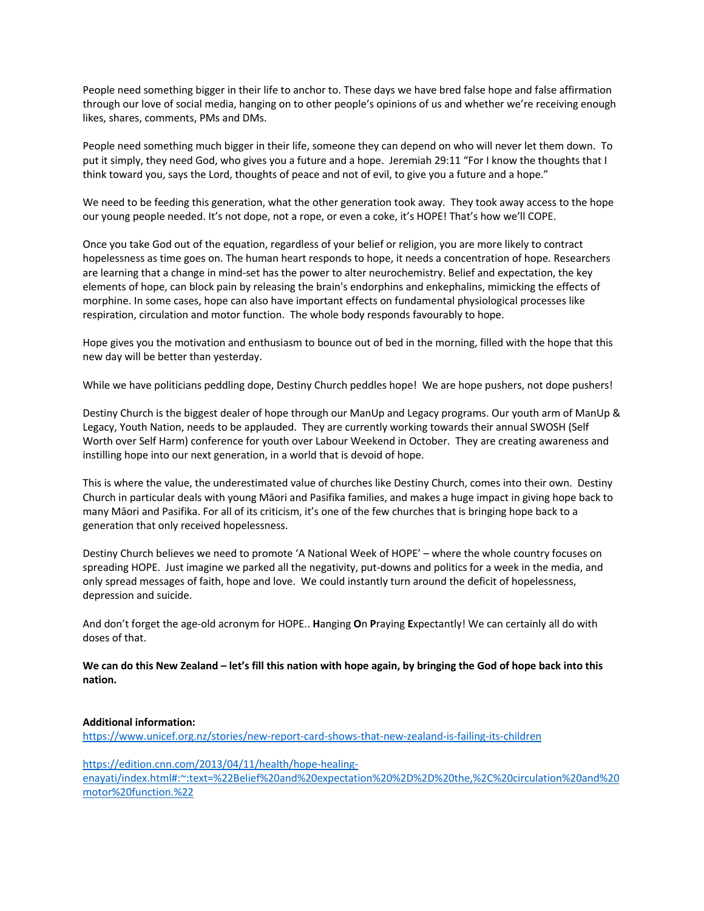People need something bigger in their life to anchor to. These days we have bred false hope and false affirmation through our love of social media, hanging on to other people's opinions of us and whether we're receiving enough likes, shares, comments, PMs and DMs.

People need something much bigger in their life, someone they can depend on who will never let them down. To put it simply, they need God, who gives you a future and a hope. Jeremiah 29:11 "For I know the thoughts that I think toward you, says the Lord, thoughts of peace and not of evil, to give you a future and a hope."

We need to be feeding this generation, what the other generation took away. They took away access to the hope our young people needed. It's not dope, not a rope, or even a coke, it's HOPE! That's how we'll COPE.

Once you take God out of the equation, regardless of your belief or religion, you are more likely to contract hopelessness as time goes on. The human heart responds to hope, it needs a concentration of hope. Researchers are learning that a change in mind-set has the power to alter neurochemistry. Belief and expectation, the key elements of hope, can block pain by releasing the brain's endorphins and enkephalins, mimicking the effects of morphine. In some cases, hope can also have important effects on fundamental physiological processes like respiration, circulation and motor function. The whole body responds favourably to hope.

Hope gives you the motivation and enthusiasm to bounce out of bed in the morning, filled with the hope that this new day will be better than yesterday.

While we have politicians peddling dope, Destiny Church peddles hope! We are hope pushers, not dope pushers!

Destiny Church is the biggest dealer of hope through our ManUp and Legacy programs. Our youth arm of ManUp & Legacy, Youth Nation, needs to be applauded. They are currently working towards their annual SWOSH (Self Worth over Self Harm) conference for youth over Labour Weekend in October. They are creating awareness and instilling hope into our next generation, in a world that is devoid of hope.

This is where the value, the underestimated value of churches like Destiny Church, comes into their own. Destiny Church in particular deals with young Māori and Pasifika families, and makes a huge impact in giving hope back to many Māori and Pasifika. For all of its criticism, it's one of the few churches that is bringing hope back to a generation that only received hopelessness.

Destiny Church believes we need to promote 'A National Week of HOPE' – where the whole country focuses on spreading HOPE. Just imagine we parked all the negativity, put-downs and politics for a week in the media, and only spread messages of faith, hope and love. We could instantly turn around the deficit of hopelessness, depression and suicide.

And don't forget the age-old acronym for HOPE.. **H**anging **O**n **P**raying **E**xpectantly! We can certainly all do with doses of that.

**We can do this New Zealand – let's fill this nation with hope again, by bringing the God of hope back into this nation.**

**Additional information:**

https://www.unicef.org.nz/stories/new-report-card-shows-that-new-zealand-is-failing-its-children

https://edition.cnn.com/2013/04/11/health/hope-healing-enayati/index.html#:~:text=%22Belief%20and%20expectation%20%2D%2D%20the,%2C%20circulation%20and%20motor%20function.%22